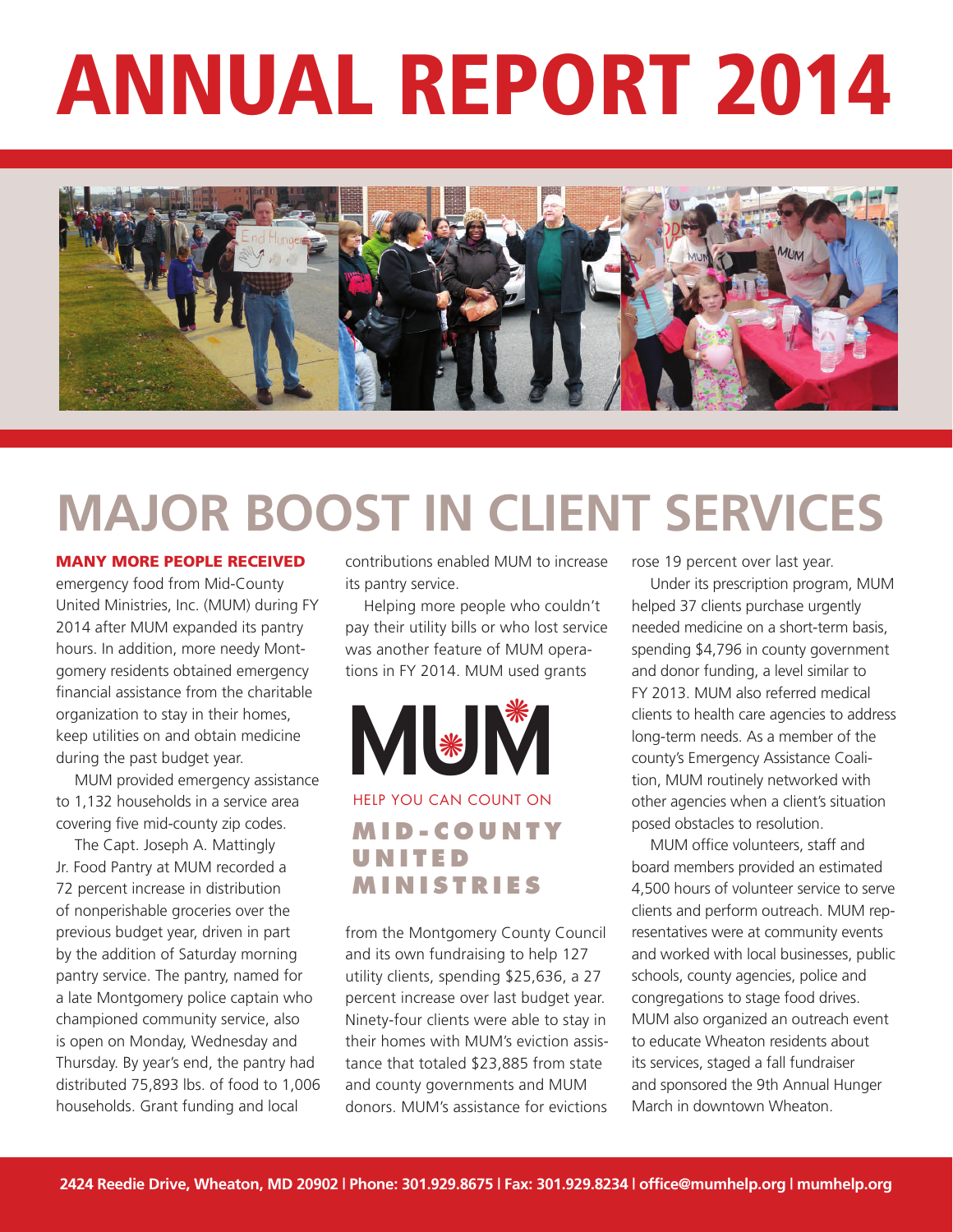# ANNUAL REPORT 2014

## MAJOR BOOST IN CLIENT SERVICES

**MANY MORE PEOPLE RECEIVED** emergency food from Mid-County United Ministries, Inc. (MUM) during FY 2014 after MUM expanded its pantry hours. In addition, more needy Montgomery residents obtained emergency financial assistance from the charitable organization to stay in their homes, keep utilities on and obtain medicine during the past budget year.

MUM provided emergency assistance to 1,132 households in a service area covering five mid-county zip codes.

The Capt. Joseph A. Mattingly Jr. Food Pantry at MUM recorded a 72 percent increase in distribution of nonperishable groceries over the previous budget year, driven in part by the addition of Saturday morning pantry service. The pantry, named for a late Montgomery police captain who championed community service, also is open on Monday, Wednesday and Thursday. By year's end, the pantry had distributed 75,893 lbs. of food to 1,006 households. Grant funding and local contributions enabled MUM to increase its pantry service.

Helping more people who couldn't pay their utility bills or who lost service was another feature of MUM operations in FY 2014. MUM used grants from the Montgomery County Council and its own fundraising to help 127 utility clients, spending $25,636, a 27 percent increase over last budget year. Ninety-four clients were able to stay in their homes with MUM's eviction assistance that totaled $23,885 from state and county governments and MUM donors. MUM's assistance for evictions rose 19 percent over last year.

MUM

HELP YOU CAN COUNT ON

**MID-COUNTY UNITED MINISTRIES**

Under its prescription program, MUM helped 37 clients purchase urgently needed medicine on a short-term basis, spending $4,796 in county government and donor funding, a level similar to FY 2013. MUM also referred medical clients to health care agencies to address long-term needs. As a member of the county's Emergency Assistance Coalition, MUM routinely networked with other agencies when a client's situation posed obstacles to resolution.

MUM office volunteers, staff and board members provided an estimated 4,500 hours of volunteer service to serve clients and perform outreach. MUM representatives were at community events and worked with local businesses, public schools, county agencies, police and congregations to stage food drives. MUM also organized an outreach event to educate Wheaton residents about its services, staged a fall fundraiser and sponsored the 9th Annual Hunger March in downtown Wheaton.

**2424 Reedie Drive, Wheaton, MD 20902 | Phone: 301.929.8675 | Fax: 301.929.8234 | office@mumhelp.org | mumhelp.org**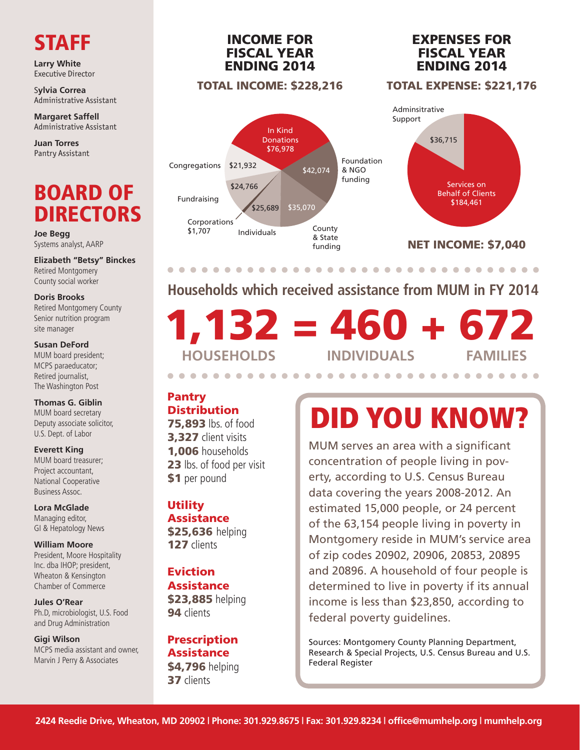# STAFF

**Larry White**
Executive Director

**Sylvia Correa**
Administrative Assistant

**Margaret Saffell**
Administrative Assistant

**Juan Torres**
Pantry Assistant

# BOARD OF DIRECTORS

**Joe Begg**
Systems analyst, AARP

**Elizabeth "Betsy" Binckes**
Retired Montgomery County social worker

**Doris Brooks**
Retired Montgomery County Senior nutrition program site manager

**Susan DeFord**
MUM board president; MCPS paraeducator; Retired journalist, The Washington Post

**Thomas G. Giblin**
MUM board secretary Deputy associate solicitor, U.S. Dept. of Labor

**Everett King**
MUM board treasurer; Project accountant, National Cooperative Business Assoc.

**Lora McGlade**
Managing editor, GI & Hepatology News

**William Moore**
President, Moore Hospitality Inc. dba IHOP; president, Wheaton & Kensington Chamber of Commerce

**Jules O'Rear**
Ph.D, microbiologist, U.S. Food and Drug Administration

**Gigi Wilson**
MCPS media assistant and owner, Marvin J Perry & Associates

## INCOME FOR FISCAL YEAR ENDING 2014

**TOTAL INCOME: $228,216**

In Kind Donations $76,978
Foundation & NGO funding $42,074
County & State funding $35,070
Individuals $25,689
Corporations $1,707
Fundraising $24,766
Congregations $21,932

## EXPENSES FOR FISCAL YEAR ENDING 2014

**TOTAL EXPENSE: $221,176**

Adminsitrative Support $36,715
Services on Behalf of Clients $184,461

**NET INCOME: $7,040**

## Households which received assistance from MUM in FY 2014

**1,132 = 460 + 672**
HOUSEHOLDS = INDIVIDUALS + FAMILIES

### Pantry Distribution

**75,893** lbs. of food
**3,327** client visits
**1,006** households
**23** lbs. of food per visit
**$1** per pound

### Utility Assistance

**$25,636** helping
**127** clients

### Eviction Assistance

**$23,885** helping
**94** clients

### Prescription Assistance

**$4,796** helping
**37** clients

# DID YOU KNOW?

MUM serves an area with a significant concentration of people living in poverty, according to U.S. Census Bureau data covering the years 2008-2012. An estimated 15,000 people, or 24 percent of the 63,154 people living in poverty in Montgomery reside in MUM's service area of zip codes 20902, 20906, 20853, 20895 and 20896. A household of four people is determined to live in poverty if its annual income is less than $23,850, according to federal poverty guidelines.

Sources: Montgomery County Planning Department, Research & Special Projects, U.S. Census Bureau and U.S. Federal Register

2424 Reedie Drive, Wheaton, MD 20902 | Phone: 301.929.8675 | Fax: 301.929.8234 | office@mumhelp.org | mumhelp.org